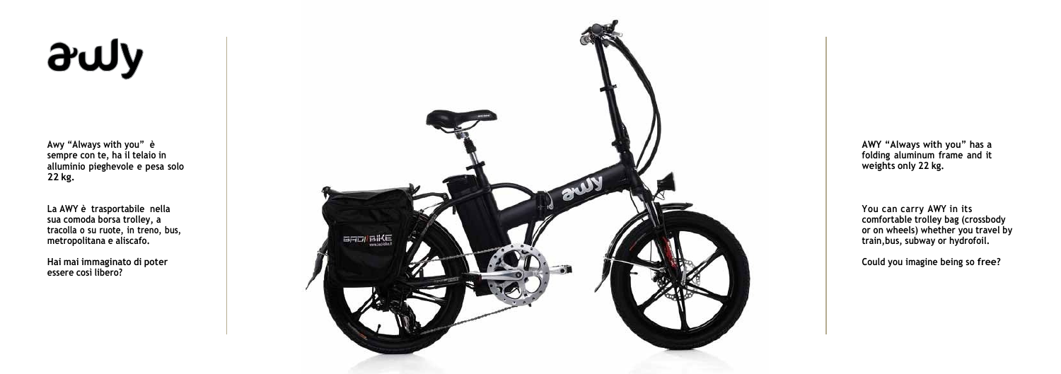# awy

Awy "Always with you" è sempre con te, ha il telaio in alluminio pieghevole e pesa solo **22 kg.**

La AWY è trasportabile nella sua comoda borsa trolley, a tracolla o su ruote, in treno, bus, metropolitana e aliscafo.

Hai mai immaginato di poter essere così libero?

AWY "Always with you" has a folding aluminum frame and it weights only **22 kg.**

You can carry AWY in its comfortable trolley bag (crossbody or on wheels) whether you travel by train,bus, subway or hydrofoil.

Could you imagine being so free?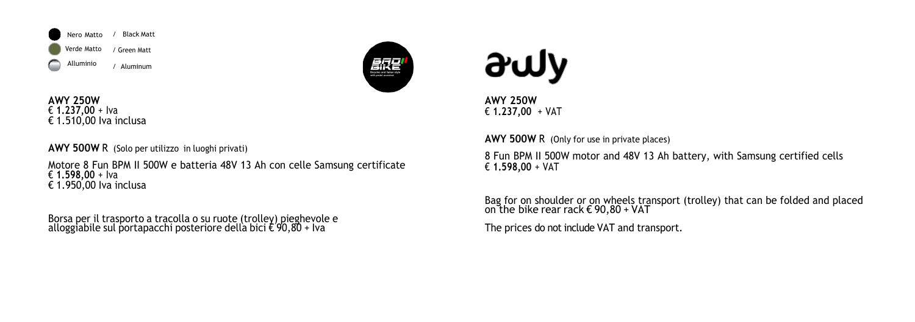Nero Matto / Black Matt
Verde Matto / Green Matt
Alluminio / Aluminum

**AWY 250W**
€ **1.237,00** + Iva
€ 1.510,00 Iva inclusa

**AWY 500W** R (Solo per utilizzo in luoghi privati)

Motore 8 Fun BPM II 500W e batteria 48V 13 Ah con celle Samsung certificate
€ **1.598,00** + Iva
€ 1.950,00 Iva inclusa

Borsa per il trasporto a tracolla o su ruote (trolley) pieghevole e alloggiabile sul portapacchi posteriore della bici € 90,80 + Iva

awy

**AWY 250W**
€ **1.237,00** + VAT

**AWY 500W** R (Only for use in private places)

8 Fun BPM II 500W motor and 48V 13 Ah battery, with Samsung certified cells
€ **1.598,00** + VAT

Bag for on shoulder or on wheels transport (trolley) that can be folded and placed on the bike rear rack € 90,80 + VAT

The prices do not include VAT and transport.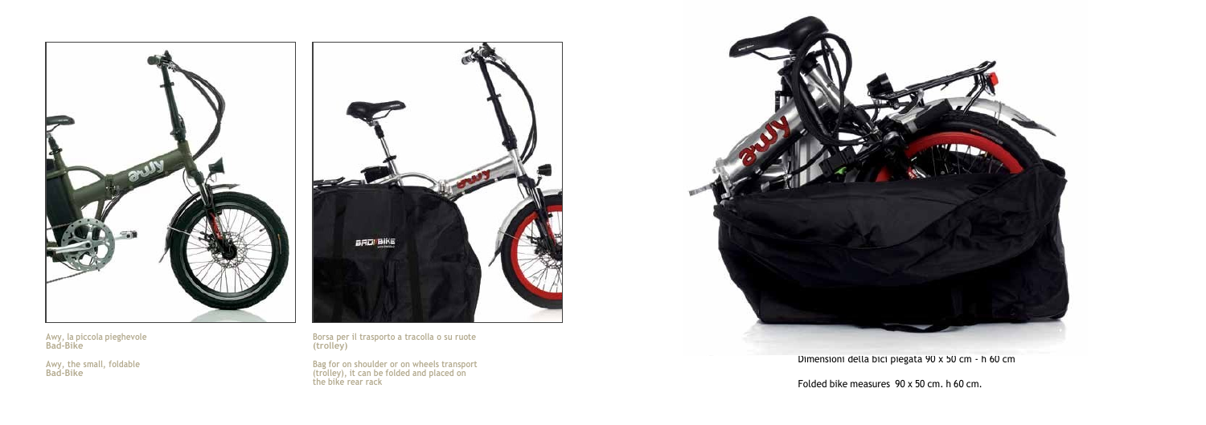Awy, la piccola pieghevole
**Bad-Bike**

Awy, the small, foldable
**Bad-Bike**

Borsa per il trasporto a tracolla o su ruote
**(trolley)**

Bag for on shoulder or on wheels transport (trolley), it can be folded and placed on the bike rear rack

Dimensioni della bici piegata 90 x 50 cm - h 60 cm

Folded bike measures 90 x 50 cm. h 60 cm.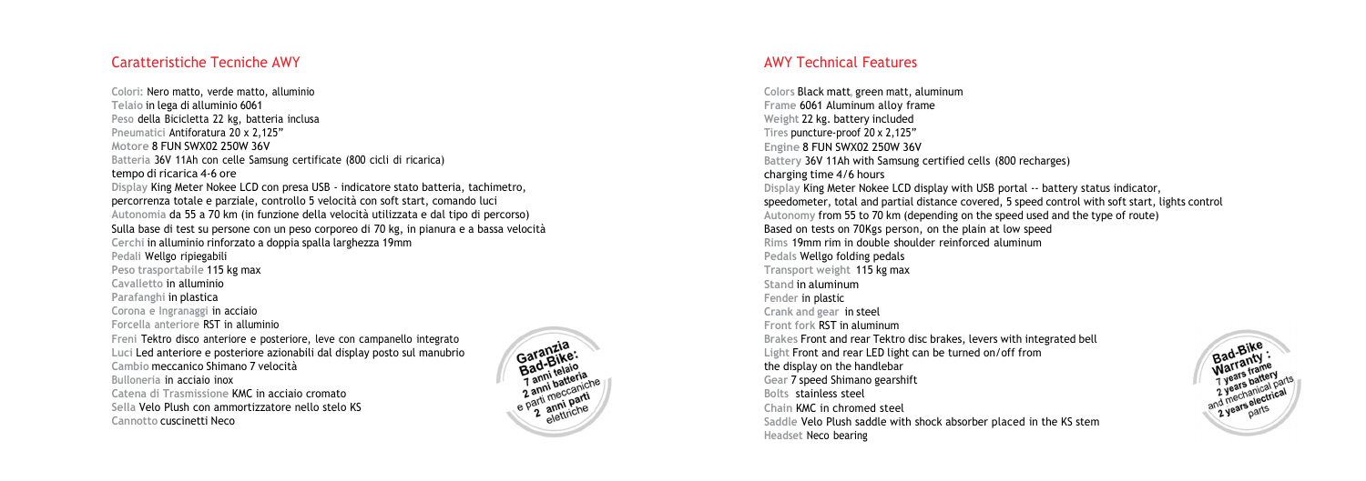## Caratteristiche Tecniche AWY

Colori: Nero matto, verde matto, alluminio
Telaio in lega di alluminio 6061
Peso della Bicicletta 22 kg, batteria inclusa
Pneumatici Antiforatura 20 x 2,125"
Motore 8 FUN SWX02 250W 36V
Batteria 36V 11Ah con celle Samsung certificate (800 cicli di ricarica)
tempo di ricarica 4-6 ore
Display King Meter Nokee LCD con presa USB - indicatore stato batteria, tachimetro, percorrenza totale e parziale, controllo 5 velocità con soft start, comando luci
Autonomia da 55 a 70 km (in funzione della velocità utilizzata e dal tipo di percorso)
Sulla base di test su persone con un peso corporeo di 70 kg, in pianura e a bassa velocità
Cerchi in alluminio rinforzato a doppia spalla larghezza 19mm
Pedali Wellgo ripiegabili
Peso trasportabile 115 kg max
Cavalletto in alluminio
Parafanghi in plastica
Corona e Ingranaggi in acciaio
Forcella anteriore RST in alluminio
Freni Tektro disco anteriore e posteriore, leve con campanello integrato
Luci Led anteriore e posteriore azionabili dal display posto sul manubrio
Cambio meccanico Shimano 7 velocità
Bulloneria in acciaio inox
Catena di Trasmissione KMC in acciaio cromato
Sella Velo Plush con ammortizzatore nello stelo KS
Cannotto cuscinetti Neco

Garanzia Bad-Bike:
7 anni telaio
2 anni batteria
2 anni parti meccaniche
e parti elettriche

## AWY Technical Features

Colors Black matt, green matt, aluminum
Frame 6061 Aluminum alloy frame
Weight 22 kg. battery included
Tires puncture-proof 20 x 2,125"
Engine 8 FUN SWX02 250W 36V
Battery 36V 11Ah with Samsung certified cells (800 recharges)
charging time 4/6 hours
Display King Meter Nokee LCD display with USB portal -- battery status indicator, speedometer, total and partial distance covered, 5 speed control with soft start, lights control
Autonomy from 55 to 70 km (depending on the speed used and the type of route)
Based on tests on 70Kgs person, on the plain at low speed
Rims 19mm rim in double shoulder reinforced aluminum
Pedals Wellgo folding pedals
Transport weight 115 kg max
Stand in aluminum
Fender in plastic
Crank and gear in steel
Front fork RST in aluminum
Brakes Front and rear Tektro disc brakes, levers with integrated bell
Light Front and rear LED light can be turned on/off from the display on the handlebar
Gear 7 speed Shimano gearshift
Bolts stainless steel
Chain KMC in chromed steel
Saddle Velo Plush saddle with shock absorber placed in the KS stem
Headset Neco bearing

Bad-Bike Warranty:
7 years frame
2 years battery
2 years mechanical parts
and electrical parts